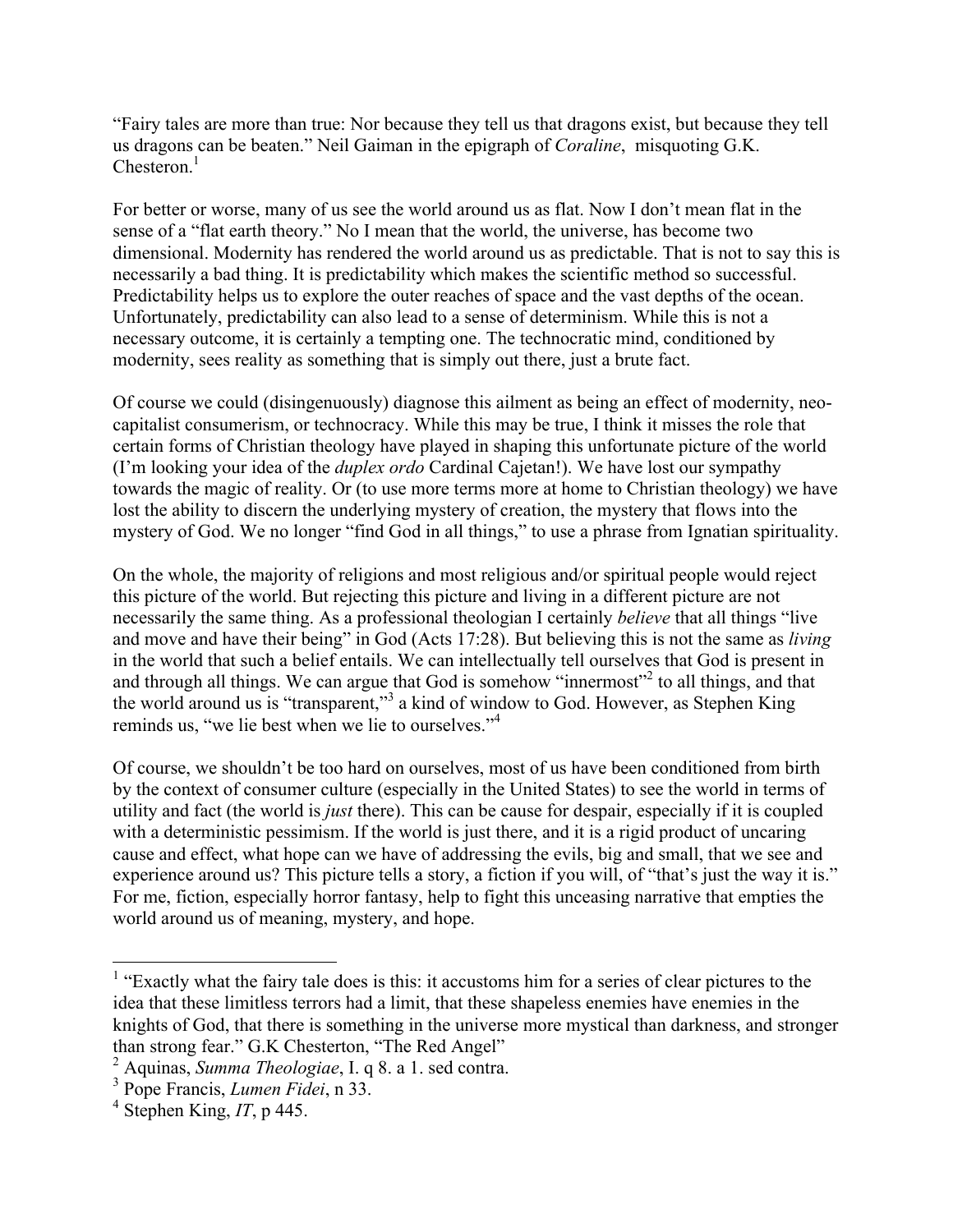"Fairy tales are more than true: Nor because they tell us that dragons exist, but because they tell us dragons can be beaten." Neil Gaiman in the epigraph of *Coraline*, misquoting G.K. Chesteron.[1]

For better or worse, many of us see the world around us as flat. Now I don't mean flat in the sense of a "flat earth theory." No I mean that the world, the universe, has become two dimensional. Modernity has rendered the world around us as predictable. That is not to say this is necessarily a bad thing. It is predictability which makes the scientific method so successful. Predictability helps us to explore the outer reaches of space and the vast depths of the ocean. Unfortunately, predictability can also lead to a sense of determinism. While this is not a necessary outcome, it is certainly a tempting one. The technocratic mind, conditioned by modernity, sees reality as something that is simply out there, just a brute fact.

Of course we could (disingenuously) diagnose this ailment as being an effect of modernity, neo-capitalist consumerism, or technocracy. While this may be true, I think it misses the role that certain forms of Christian theology have played in shaping this unfortunate picture of the world (I'm looking your idea of the *duplex ordo* Cardinal Cajetan!). We have lost our sympathy towards the magic of reality. Or (to use more terms more at home to Christian theology) we have lost the ability to discern the underlying mystery of creation, the mystery that flows into the mystery of God. We no longer "find God in all things," to use a phrase from Ignatian spirituality.

On the whole, the majority of religions and most religious and/or spiritual people would reject this picture of the world. But rejecting this picture and living in a different picture are not necessarily the same thing. As a professional theologian I certainly *believe* that all things "live and move and have their being" in God (Acts 17:28). But believing this is not the same as *living* in the world that such a belief entails. We can intellectually tell ourselves that God is present in and through all things. We can argue that God is somehow "innermost"[2] to all things, and that the world around us is "transparent,"[3] a kind of window to God. However, as Stephen King reminds us, "we lie best when we lie to ourselves."[4]

Of course, we shouldn't be too hard on ourselves, most of us have been conditioned from birth by the context of consumer culture (especially in the United States) to see the world in terms of utility and fact (the world is *just* there). This can be cause for despair, especially if it is coupled with a deterministic pessimism. If the world is just there, and it is a rigid product of uncaring cause and effect, what hope can we have of addressing the evils, big and small, that we see and experience around us? This picture tells a story, a fiction if you will, of "that's just the way it is." For me, fiction, especially horror fantasy, help to fight this unceasing narrative that empties the world around us of meaning, mystery, and hope.

---

[1] "Exactly what the fairy tale does is this: it accustoms him for a series of clear pictures to the idea that these limitless terrors had a limit, that these shapeless enemies have enemies in the knights of God, that there is something in the universe more mystical than darkness, and stronger than strong fear." G.K Chesterton, "The Red Angel"

[2] Aquinas, *Summa Theologiae*, I. q 8. a 1. sed contra.

[3] Pope Francis, *Lumen Fidei*, n 33.

[4] Stephen King, *IT*, p 445.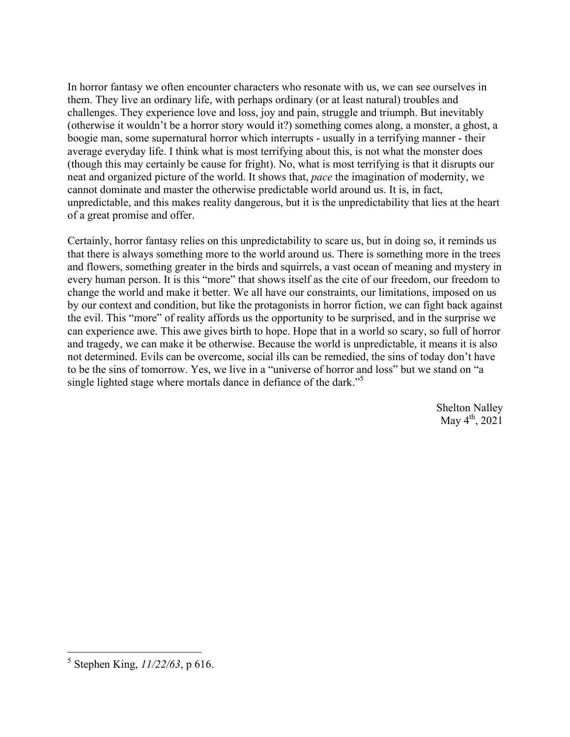In horror fantasy we often encounter characters who resonate with us, we can see ourselves in them. They live an ordinary life, with perhaps ordinary (or at least natural) troubles and challenges. They experience love and loss, joy and pain, struggle and triumph. But inevitably (otherwise it wouldn't be a horror story would it?) something comes along, a monster, a ghost, a boogie man, some supernatural horror which interrupts - usually in a terrifying manner - their average everyday life. I think what is most terrifying about this, is not what the monster does (though this may certainly be cause for fright). No, what is most terrifying is that it disrupts our neat and organized picture of the world. It shows that, *pace* the imagination of modernity, we cannot dominate and master the otherwise predictable world around us. It is, in fact, unpredictable, and this makes reality dangerous, but it is the unpredictability that lies at the heart of a great promise and offer.

Certainly, horror fantasy relies on this unpredictability to scare us, but in doing so, it reminds us that there is always something more to the world around us. There is something more in the trees and flowers, something greater in the birds and squirrels, a vast ocean of meaning and mystery in every human person. It is this "more" that shows itself as the cite of our freedom, our freedom to change the world and make it better. We all have our constraints, our limitations, imposed on us by our context and condition, but like the protagonists in horror fiction, we can fight back against the evil. This "more" of reality affords us the opportunity to be surprised, and in the surprise we can experience awe. This awe gives birth to hope. Hope that in a world so scary, so full of horror and tragedy, we can make it be otherwise. Because the world is unpredictable, it means it is also not determined. Evils can be overcome, social ills can be remedied, the sins of today don't have to be the sins of tomorrow. Yes, we live in a "universe of horror and loss" but we stand on "a single lighted stage where mortals dance in defiance of the dark."[5]

Shelton Nalley
May 4th, 2021

---

[5] Stephen King, *11/22/63*, p 616.